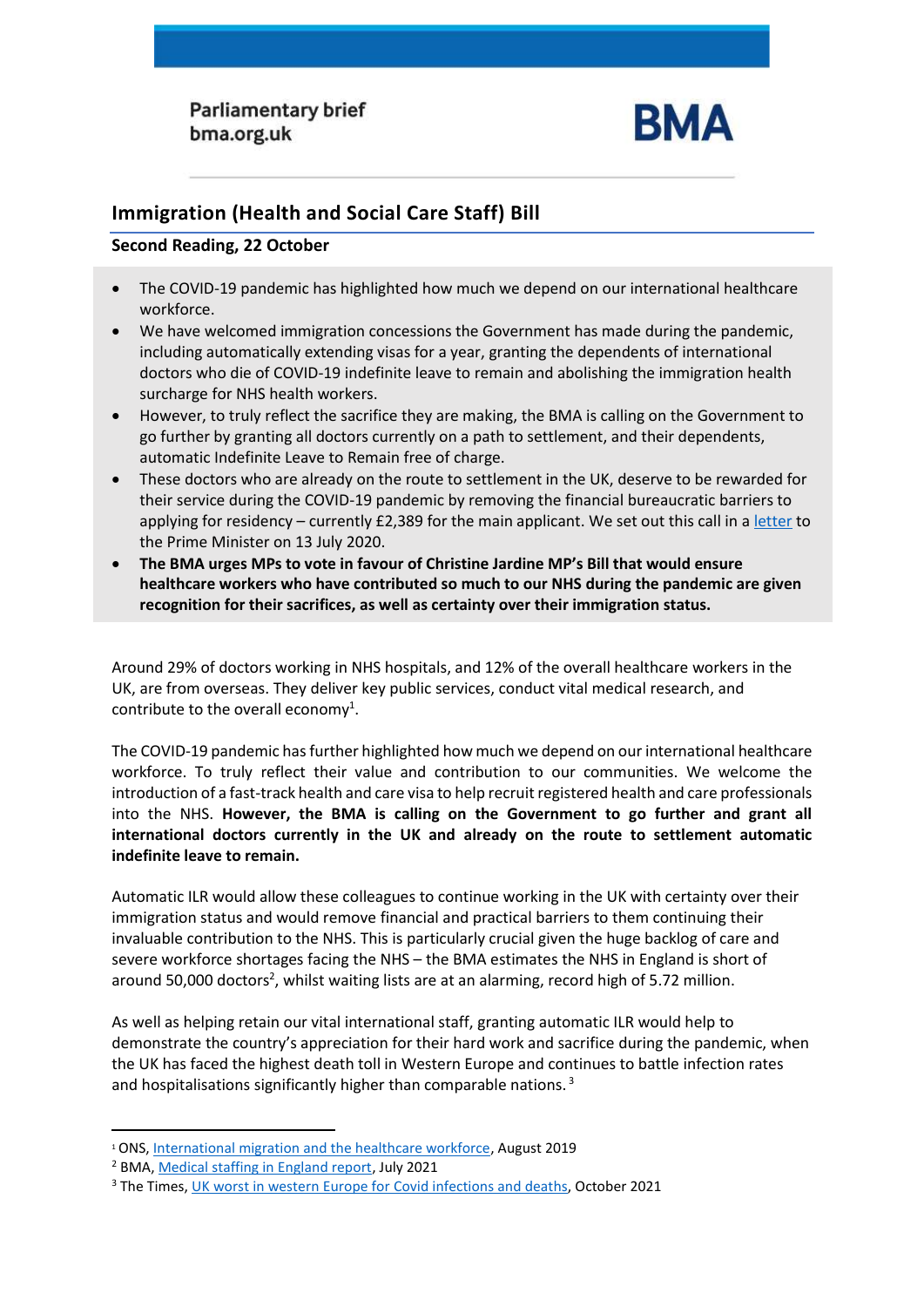Parliamentary brief
bma.org.uk

BMA

# Immigration (Health and Social Care Staff) Bill

## Second Reading, 22 October

- The COVID-19 pandemic has highlighted how much we depend on our international healthcare workforce.
- We have welcomed immigration concessions the Government has made during the pandemic, including automatically extending visas for a year, granting the dependents of international doctors who die of COVID-19 indefinite leave to remain and abolishing the immigration health surcharge for NHS health workers.
- However, to truly reflect the sacrifice they are making, the BMA is calling on the Government to go further by granting all doctors currently on a path to settlement, and their dependents, automatic Indefinite Leave to Remain free of charge.
- These doctors who are already on the route to settlement in the UK, deserve to be rewarded for their service during the COVID-19 pandemic by removing the financial bureaucratic barriers to applying for residency – currently £2,389 for the main applicant. We set out this call in a letter to the Prime Minister on 13 July 2020.
- **The BMA urges MPs to vote in favour of Christine Jardine MP's Bill that would ensure healthcare workers who have contributed so much to our NHS during the pandemic are given recognition for their sacrifices, as well as certainty over their immigration status.**

Around 29% of doctors working in NHS hospitals, and 12% of the overall healthcare workers in the UK, are from overseas. They deliver key public services, conduct vital medical research, and contribute to the overall economy[1].

The COVID-19 pandemic has further highlighted how much we depend on our international healthcare workforce. To truly reflect their value and contribution to our communities. We welcome the introduction of a fast-track health and care visa to help recruit registered health and care professionals into the NHS. **However, the BMA is calling on the Government to go further and grant all international doctors currently in the UK and already on the route to settlement automatic indefinite leave to remain.**

Automatic ILR would allow these colleagues to continue working in the UK with certainty over their immigration status and would remove financial and practical barriers to them continuing their invaluable contribution to the NHS. This is particularly crucial given the huge backlog of care and severe workforce shortages facing the NHS – the BMA estimates the NHS in England is short of around 50,000 doctors[2], whilst waiting lists are at an alarming, record high of 5.72 million.

As well as helping retain our vital international staff, granting automatic ILR would help to demonstrate the country's appreciation for their hard work and sacrifice during the pandemic, when the UK has faced the highest death toll in Western Europe and continues to battle infection rates and hospitalisations significantly higher than comparable nations.[3]

---

[1] ONS, International migration and the healthcare workforce, August 2019
[2] BMA, Medical staffing in England report, July 2021
[3] The Times, UK worst in western Europe for Covid infections and deaths, October 2021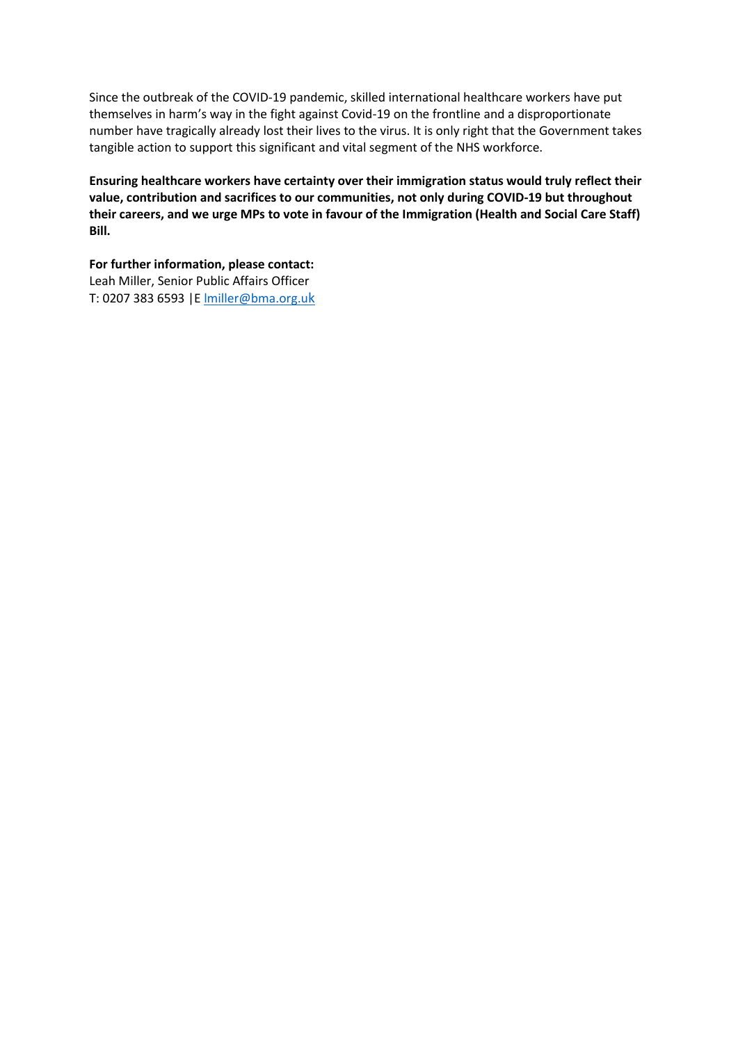Since the outbreak of the COVID-19 pandemic, skilled international healthcare workers have put themselves in harm's way in the fight against Covid-19 on the frontline and a disproportionate number have tragically already lost their lives to the virus. It is only right that the Government takes tangible action to support this significant and vital segment of the NHS workforce.

**Ensuring healthcare workers have certainty over their immigration status would truly reflect their value, contribution and sacrifices to our communities, not only during COVID-19 but throughout their careers, and we urge MPs to vote in favour of the Immigration (Health and Social Care Staff) Bill.**

**For further information, please contact:**
Leah Miller, Senior Public Affairs Officer
T: 0207 383 6593 |E lmiller@bma.org.uk